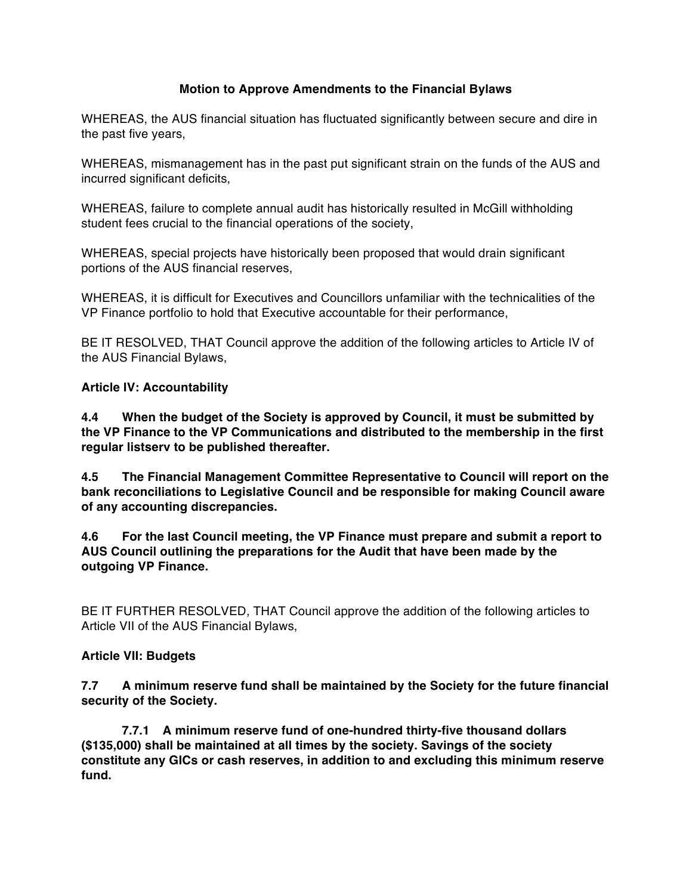# Motion to Approve Amendments to the Financial Bylaws

WHEREAS, the AUS financial situation has fluctuated significantly between secure and dire in the past five years,

WHEREAS, mismanagement has in the past put significant strain on the funds of the AUS and incurred significant deficits,

WHEREAS, failure to complete annual audit has historically resulted in McGill withholding student fees crucial to the financial operations of the society,

WHEREAS, special projects have historically been proposed that would drain significant portions of the AUS financial reserves,

WHEREAS, it is difficult for Executives and Councillors unfamiliar with the technicalities of the VP Finance portfolio to hold that Executive accountable for their performance,

BE IT RESOLVED, THAT Council approve the addition of the following articles to Article IV of the AUS Financial Bylaws,

**Article IV: Accountability**

**4.4 When the budget of the Society is approved by Council, it must be submitted by the VP Finance to the VP Communications and distributed to the membership in the first regular listserv to be published thereafter.**

**4.5 The Financial Management Committee Representative to Council will report on the bank reconciliations to Legislative Council and be responsible for making Council aware of any accounting discrepancies.**

**4.6 For the last Council meeting, the VP Finance must prepare and submit a report to AUS Council outlining the preparations for the Audit that have been made by the outgoing VP Finance.**

BE IT FURTHER RESOLVED, THAT Council approve the addition of the following articles to Article VII of the AUS Financial Bylaws,

**Article VII: Budgets**

**7.7 A minimum reserve fund shall be maintained by the Society for the future financial security of the Society.**

**7.7.1 A minimum reserve fund of one-hundred thirty-five thousand dollars ($135,000) shall be maintained at all times by the society. Savings of the society constitute any GICs or cash reserves, in addition to and excluding this minimum reserve fund.**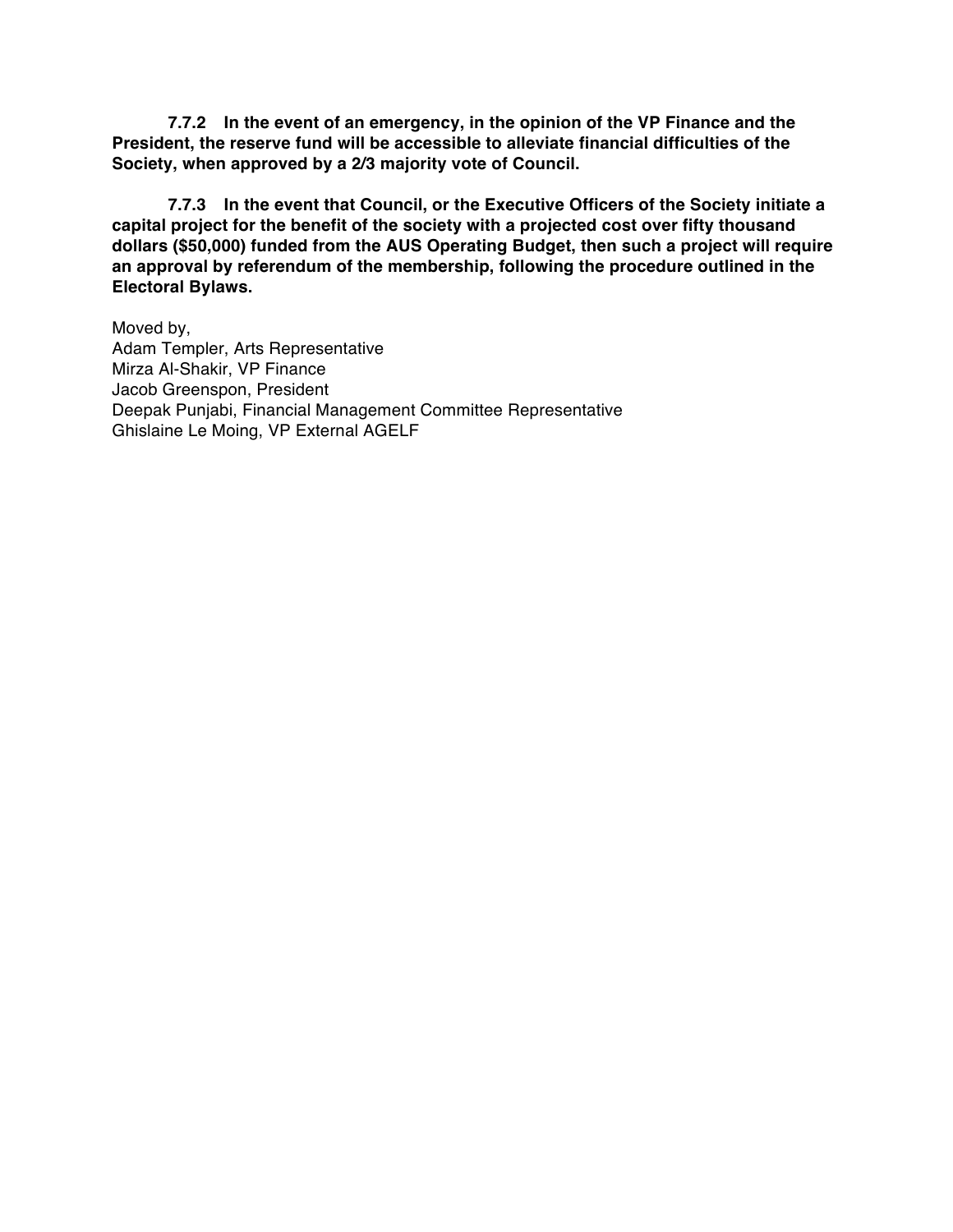**7.7.2 In the event of an emergency, in the opinion of the VP Finance and the President, the reserve fund will be accessible to alleviate financial difficulties of the Society, when approved by a 2/3 majority vote of Council.**

**7.7.3 In the event that Council, or the Executive Officers of the Society initiate a capital project for the benefit of the society with a projected cost over fifty thousand dollars ($50,000) funded from the AUS Operating Budget, then such a project will require an approval by referendum of the membership, following the procedure outlined in the Electoral Bylaws.**

Moved by,
Adam Templer, Arts Representative
Mirza Al-Shakir, VP Finance
Jacob Greenspon, President
Deepak Punjabi, Financial Management Committee Representative
Ghislaine Le Moing, VP External AGELF